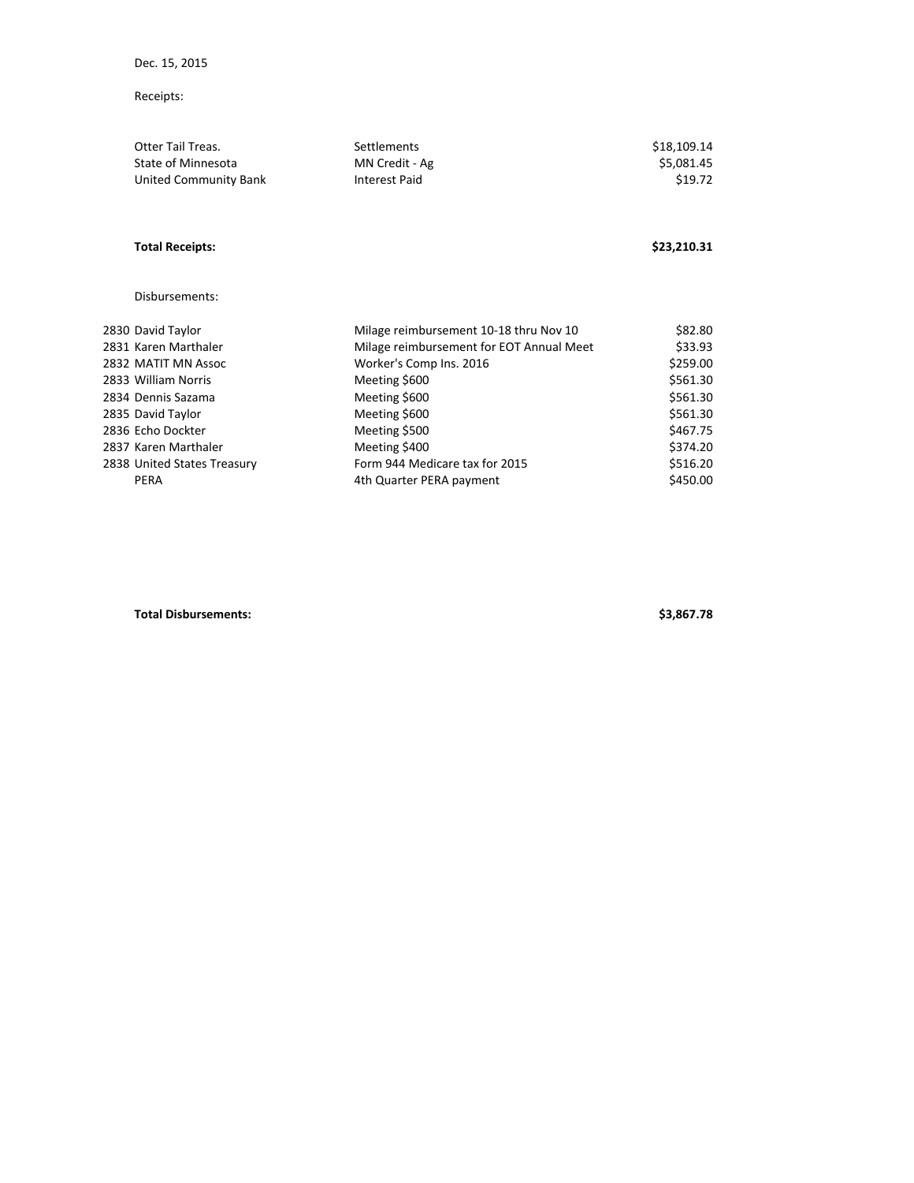Dec. 15, 2015

Receipts:

| | | |
|---|---|---|
| Otter Tail Treas. | Settlements | $18,109.14 |
| State of Minnesota | MN Credit - Ag | $5,081.45 |
| United Community Bank | Interest Paid | $19.72 |
| **Total Receipts:** | | **$23,210.31** |

Disbursements:

| | | | |
|---|---|---|---|
| 2830 | David Taylor | Milage reimbursement 10-18 thru Nov 10 | $82.80 |
| 2831 | Karen Marthaler | Milage reimbursement for EOT Annual Meet | $33.93 |
| 2832 | MATIT MN Assoc | Worker's Comp Ins. 2016 | $259.00 |
| 2833 | William Norris | Meeting $600 | $561.30 |
| 2834 | Dennis Sazama | Meeting $600 | $561.30 |
| 2835 | David Taylor | Meeting $600 | $561.30 |
| 2836 | Echo Dockter | Meeting $500 | $467.75 |
| 2837 | Karen Marthaler | Meeting $400 | $374.20 |
| 2838 | United States Treasury | Form 944 Medicare tax for 2015 | $516.20 |
| | PERA | 4th Quarter PERA payment | $450.00 |
| | **Total Disbursements:** | | **$3,867.78** |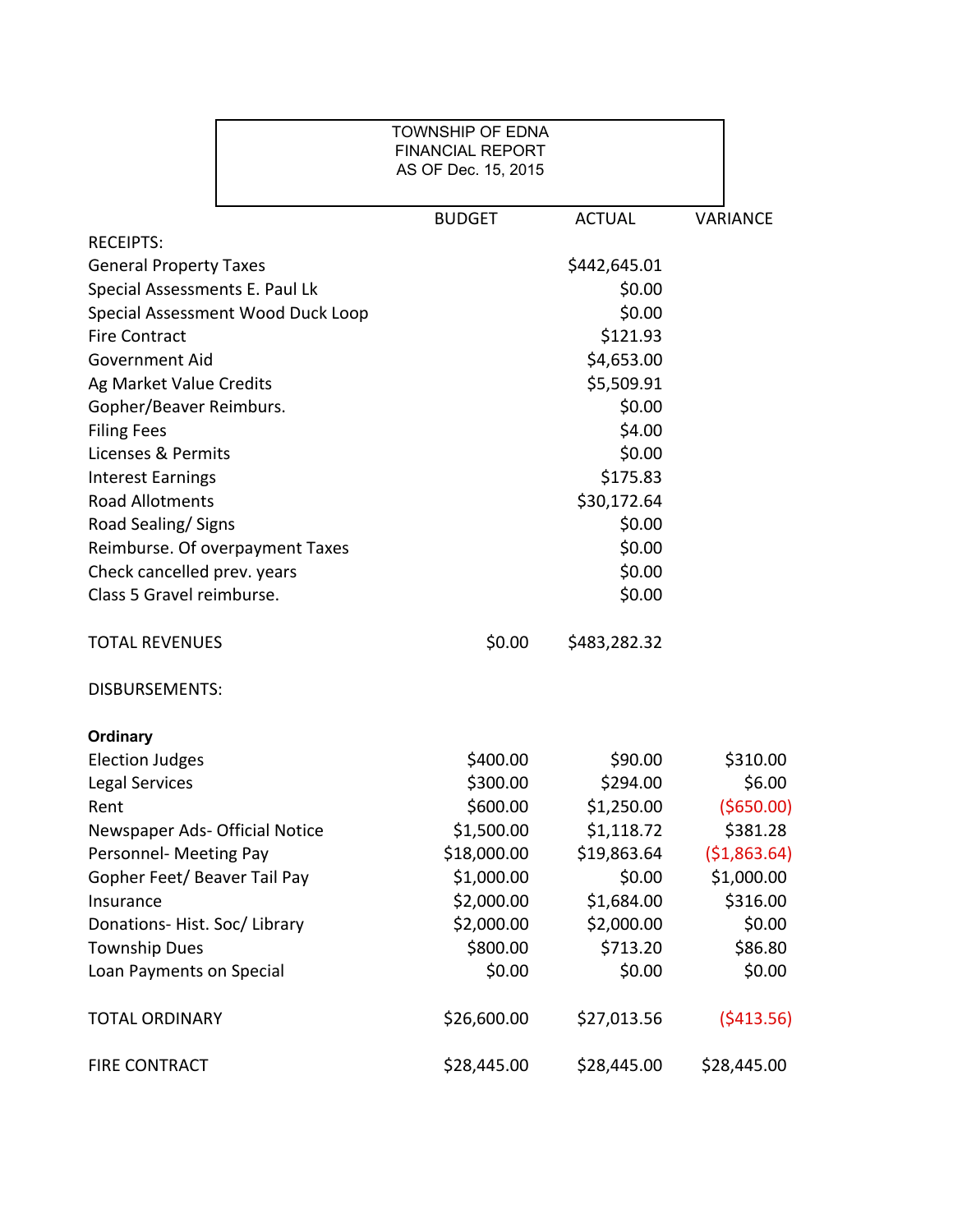TOWNSHIP OF EDNA
FINANCIAL REPORT
AS OF Dec. 15, 2015

| | BUDGET | ACTUAL | VARIANCE |
|---|---|---|---|
| RECEIPTS: | | | |
| General Property Taxes | | $442,645.01 | |
| Special Assessments E. Paul Lk | | $0.00 | |
| Special Assessment Wood Duck Loop | | $0.00 | |
| Fire Contract | | $121.93 | |
| Government Aid | | $4,653.00 | |
| Ag Market Value Credits | | $5,509.91 | |
| Gopher/Beaver Reimburs. | | $0.00 | |
| Filing Fees | | $4.00 | |
| Licenses & Permits | | $0.00 | |
| Interest Earnings | | $175.83 | |
| Road Allotments | | $30,172.64 | |
| Road Sealing/ Signs | | $0.00 | |
| Reimburse. Of overpayment Taxes | | $0.00 | |
| Check cancelled prev. years | | $0.00 | |
| Class 5 Gravel reimburse. | | $0.00 | |
| TOTAL REVENUES | $0.00 | $483,282.32 | |
| DISBURSEMENTS: | | | |
| **Ordinary** | | | |
| Election Judges | $400.00 | $90.00 | $310.00 |
| Legal Services | $300.00 | $294.00 | $6.00 |
| Rent | $600.00 | $1,250.00 | ($650.00) |
| Newspaper Ads- Official Notice | $1,500.00 | $1,118.72 | $381.28 |
| Personnel- Meeting Pay | $18,000.00 | $19,863.64 | ($1,863.64) |
| Gopher Feet/ Beaver Tail Pay | $1,000.00 | $0.00 | $1,000.00 |
| Insurance | $2,000.00 | $1,684.00 | $316.00 |
| Donations- Hist. Soc/ Library | $2,000.00 | $2,000.00 | $0.00 |
| Township Dues | $800.00 | $713.20 | $86.80 |
| Loan Payments on Special | $0.00 | $0.00 | $0.00 |
| TOTAL ORDINARY | $26,600.00 | $27,013.56 | ($413.56) |
| FIRE CONTRACT | $28,445.00 | $28,445.00 | $28,445.00 |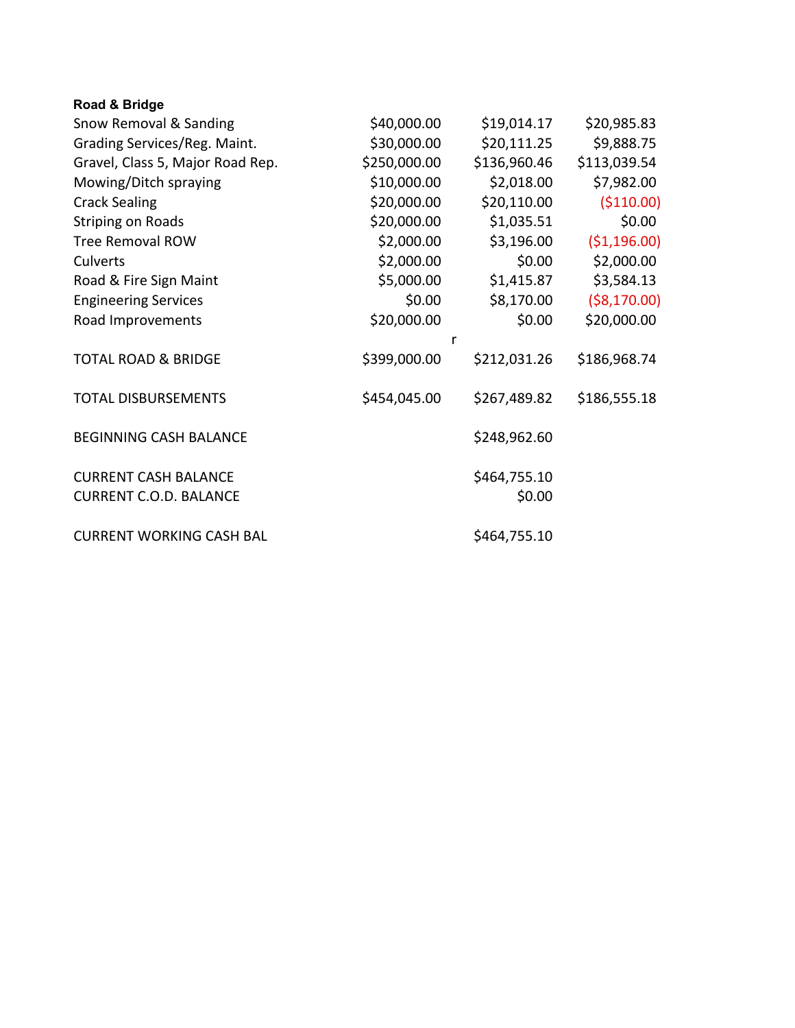**Road & Bridge**

| | | | |
|---|---|---|---|
| Snow Removal & Sanding | $40,000.00 | $19,014.17 | $20,985.83 |
| Grading Services/Reg. Maint. | $30,000.00 | $20,111.25 | $9,888.75 |
| Gravel, Class 5, Major Road Rep. | $250,000.00 | $136,960.46 | $113,039.54 |
| Mowing/Ditch spraying | $10,000.00 | $2,018.00 | $7,982.00 |
| Crack Sealing | $20,000.00 | $20,110.00 | ($110.00) |
| Striping on Roads | $20,000.00 | $1,035.51 | $0.00 |
| Tree Removal ROW | $2,000.00 | $3,196.00 | ($1,196.00) |
| Culverts | $2,000.00 | $0.00 | $2,000.00 |
| Road & Fire Sign Maint | $5,000.00 | $1,415.87 | $3,584.13 |
| Engineering Services | $0.00 | $8,170.00 | ($8,170.00) |
| Road Improvements | $20,000.00 | $0.00 | $20,000.00 |
| | r | | |
| TOTAL ROAD & BRIDGE | $399,000.00 | $212,031.26 | $186,968.74 |
| | | | |
| TOTAL DISBURSEMENTS | $454,045.00 | $267,489.82 | $186,555.18 |
| | | | |
| BEGINNING CASH BALANCE | | $248,962.60 | |
| | | | |
| CURRENT CASH BALANCE | | $464,755.10 | |
| CURRENT C.O.D. BALANCE | | $0.00 | |
| | | | |
| CURRENT WORKING CASH BAL | | $464,755.10 | |